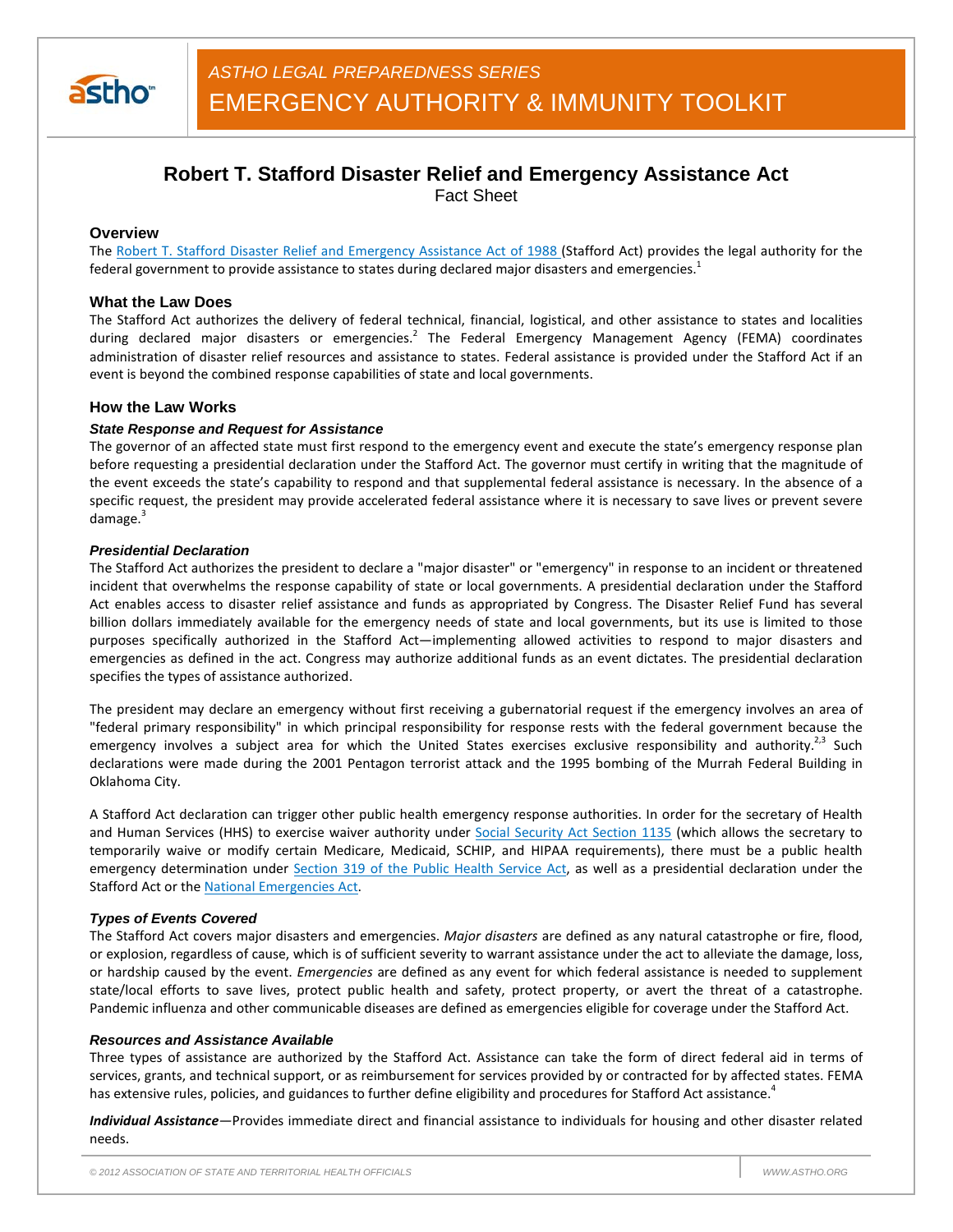*ASTHO LEGAL PREPAREDNESS SERIES*

EMERGENCY AUTHORITY & IMMUNITY TOOLKIT

# Robert T. Stafford Disaster Relief and Emergency Assistance Act

Fact Sheet

## Overview

The Robert T. Stafford Disaster Relief and Emergency Assistance Act of 1988 (Stafford Act) provides the legal authority for the federal government to provide assistance to states during declared major disasters and emergencies.[1]

## What the Law Does

The Stafford Act authorizes the delivery of federal technical, financial, logistical, and other assistance to states and localities during declared major disasters or emergencies.[2] The Federal Emergency Management Agency (FEMA) coordinates administration of disaster relief resources and assistance to states. Federal assistance is provided under the Stafford Act if an event is beyond the combined response capabilities of state and local governments.

## How the Law Works

### *State Response and Request for Assistance*

The governor of an affected state must first respond to the emergency event and execute the state's emergency response plan before requesting a presidential declaration under the Stafford Act. The governor must certify in writing that the magnitude of the event exceeds the state's capability to respond and that supplemental federal assistance is necessary. In the absence of a specific request, the president may provide accelerated federal assistance where it is necessary to save lives or prevent severe damage.[3]

### *Presidential Declaration*

The Stafford Act authorizes the president to declare a "major disaster" or "emergency" in response to an incident or threatened incident that overwhelms the response capability of state or local governments. A presidential declaration under the Stafford Act enables access to disaster relief assistance and funds as appropriated by Congress. The Disaster Relief Fund has several billion dollars immediately available for the emergency needs of state and local governments, but its use is limited to those purposes specifically authorized in the Stafford Act—implementing allowed activities to respond to major disasters and emergencies as defined in the act. Congress may authorize additional funds as an event dictates. The presidential declaration specifies the types of assistance authorized.

The president may declare an emergency without first receiving a gubernatorial request if the emergency involves an area of "federal primary responsibility" in which principal responsibility for response rests with the federal government because the emergency involves a subject area for which the United States exercises exclusive responsibility and authority.[2,3] Such declarations were made during the 2001 Pentagon terrorist attack and the 1995 bombing of the Murrah Federal Building in Oklahoma City.

A Stafford Act declaration can trigger other public health emergency response authorities. In order for the secretary of Health and Human Services (HHS) to exercise waiver authority under Social Security Act Section 1135 (which allows the secretary to temporarily waive or modify certain Medicare, Medicaid, SCHIP, and HIPAA requirements), there must be a public health emergency determination under Section 319 of the Public Health Service Act, as well as a presidential declaration under the Stafford Act or the National Emergencies Act.

### *Types of Events Covered*

The Stafford Act covers major disasters and emergencies. *Major disasters* are defined as any natural catastrophe or fire, flood, or explosion, regardless of cause, which is of sufficient severity to warrant assistance under the act to alleviate the damage, loss, or hardship caused by the event. *Emergencies* are defined as any event for which federal assistance is needed to supplement state/local efforts to save lives, protect public health and safety, protect property, or avert the threat of a catastrophe. Pandemic influenza and other communicable diseases are defined as emergencies eligible for coverage under the Stafford Act.

### *Resources and Assistance Available*

Three types of assistance are authorized by the Stafford Act. Assistance can take the form of direct federal aid in terms of services, grants, and technical support, or as reimbursement for services provided by or contracted for by affected states. FEMA has extensive rules, policies, and guidances to further define eligibility and procedures for Stafford Act assistance.[4]

***Individual Assistance***—Provides immediate direct and financial assistance to individuals for housing and other disaster related needs.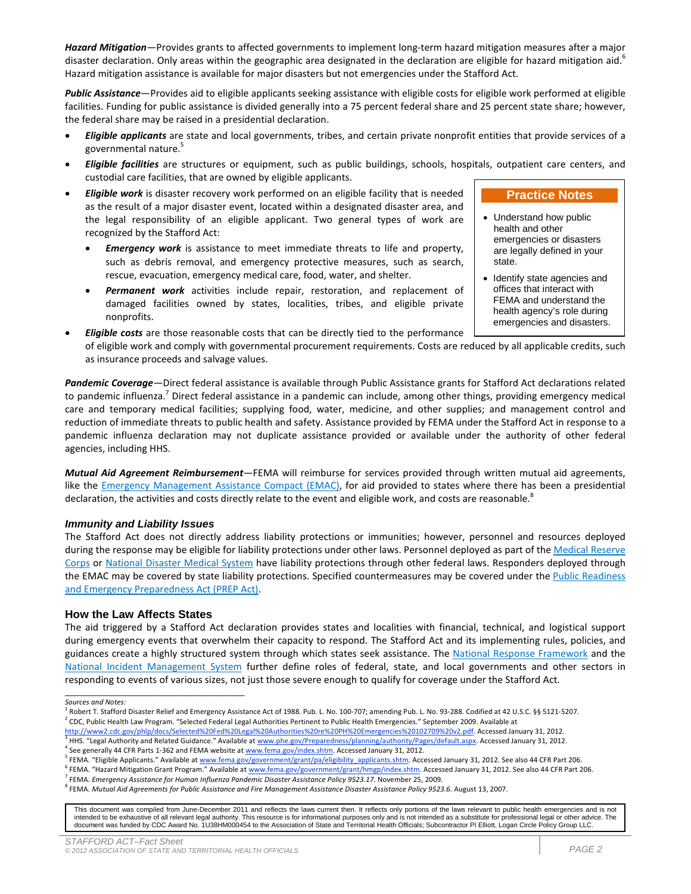***Hazard Mitigation***—Provides grants to affected governments to implement long-term hazard mitigation measures after a major disaster declaration. Only areas within the geographic area designated in the declaration are eligible for hazard mitigation aid.[6] Hazard mitigation assistance is available for major disasters but not emergencies under the Stafford Act.

***Public Assistance***—Provides aid to eligible applicants seeking assistance with eligible costs for eligible work performed at eligible facilities. Funding for public assistance is divided generally into a 75 percent federal share and 25 percent state share; however, the federal share may be raised in a presidential declaration.

- ***Eligible applicants*** are state and local governments, tribes, and certain private nonprofit entities that provide services of a governmental nature.[5]
- ***Eligible facilities*** are structures or equipment, such as public buildings, schools, hospitals, outpatient care centers, and custodial care facilities, that are owned by eligible applicants.
- ***Eligible work*** is disaster recovery work performed on an eligible facility that is needed as the result of a major disaster event, located within a designated disaster area, and the legal responsibility of an eligible applicant. Two general types of work are recognized by the Stafford Act:
  - ***Emergency work*** is assistance to meet immediate threats to life and property, such as debris removal, and emergency protective measures, such as search, rescue, evacuation, emergency medical care, food, water, and shelter.
  - ***Permanent work*** activities include repair, restoration, and replacement of damaged facilities owned by states, localities, tribes, and eligible private nonprofits.
- ***Eligible costs*** are those reasonable costs that can be directly tied to the performance of eligible work and comply with governmental procurement requirements. Costs are reduced by all applicable credits, such as insurance proceeds and salvage values.

**Practice Notes**

- Understand how public health and other emergencies or disasters are legally defined in your state.
- Identify state agencies and offices that interact with FEMA and understand the health agency's role during emergencies and disasters.

***Pandemic Coverage***—Direct federal assistance is available through Public Assistance grants for Stafford Act declarations related to pandemic influenza.[7] Direct federal assistance in a pandemic can include, among other things, providing emergency medical care and temporary medical facilities; supplying food, water, medicine, and other supplies; and management control and reduction of immediate threats to public health and safety. Assistance provided by FEMA under the Stafford Act in response to a pandemic influenza declaration may not duplicate assistance provided or available under the authority of other federal agencies, including HHS.

***Mutual Aid Agreement Reimbursement***—FEMA will reimburse for services provided through written mutual aid agreements, like the Emergency Management Assistance Compact (EMAC), for aid provided to states where there has been a presidential declaration, the activities and costs directly relate to the event and eligible work, and costs are reasonable.[8]

### *Immunity and Liability Issues*

The Stafford Act does not directly address liability protections or immunities; however, personnel and resources deployed during the response may be eligible for liability protections under other laws. Personnel deployed as part of the Medical Reserve Corps or National Disaster Medical System have liability protections through other federal laws. Responders deployed through the EMAC may be covered by state liability protections. Specified countermeasures may be covered under the Public Readiness and Emergency Preparedness Act (PREP Act).

### How the Law Affects States

The aid triggered by a Stafford Act declaration provides states and localities with financial, technical, and logistical support during emergency events that overwhelm their capacity to respond. The Stafford Act and its implementing rules, policies, and guidances create a highly structured system through which states seek assistance. The National Response Framework and the National Incident Management System further define roles of federal, state, and local governments and other sectors in responding to events of various sizes, not just those severe enough to qualify for coverage under the Stafford Act.

*Sources and Notes:*

[1] Robert T. Stafford Disaster Relief and Emergency Assistance Act of 1988. Pub. L. No. 100-707; amending Pub. L. No. 93-288. Codified at 42 U.S.C. §§ 5121-5207.
[2] CDC, Public Health Law Program. "Selected Federal Legal Authorities Pertinent to Public Health Emergencies." September 2009. Available at http://www2.cdc.gov/phlp/docs/Selected%20Fed%20Legal%20Authorities%20re%20PH%20Emergencies%20102709%20v2.pdf. Accessed January 31, 2012.
[3] HHS. "Legal Authority and Related Guidance." Available at www.phe.gov/Preparedness/planning/authority/Pages/default.aspx. Accessed January 31, 2012.
[4] See generally 44 CFR Parts 1-362 and FEMA website at www.fema.gov/index.shtm. Accessed January 31, 2012.
[5] FEMA. "Eligible Applicants." Available at www.fema.gov/government/grant/pa/eligibility_applicants.shtm. Accessed January 31, 2012. See also 44 CFR Part 206.
[6] FEMA. "Hazard Mitigation Grant Program." Available at www.fema.gov/government/grant/hmgp/index.shtm. Accessed January 31, 2012. See also 44 CFR Part 206.
[7] FEMA. *Emergency Assistance for Human Influenza Pandemic Disaster Assistance Policy 9523.17.* November 25, 2009.
[8] FEMA. *Mutual Aid Agreements for Public Assistance and Fire Management Assistance Disaster Assistance Policy 9523.6*. August 13, 2007.

This document was compiled from June-December 2011 and reflects the laws current then. It reflects only portions of the laws relevant to public health emergencies and is not intended to be exhaustive of all relevant legal authority. This resource is for informational purposes only and is not intended as a substitute for professional legal or other advice. The document was funded by CDC Award No. 1U38HM000454 to the Association of State and Territorial Health Officials; Subcontractor PI Elliott, Logan Circle Policy Group LLC.